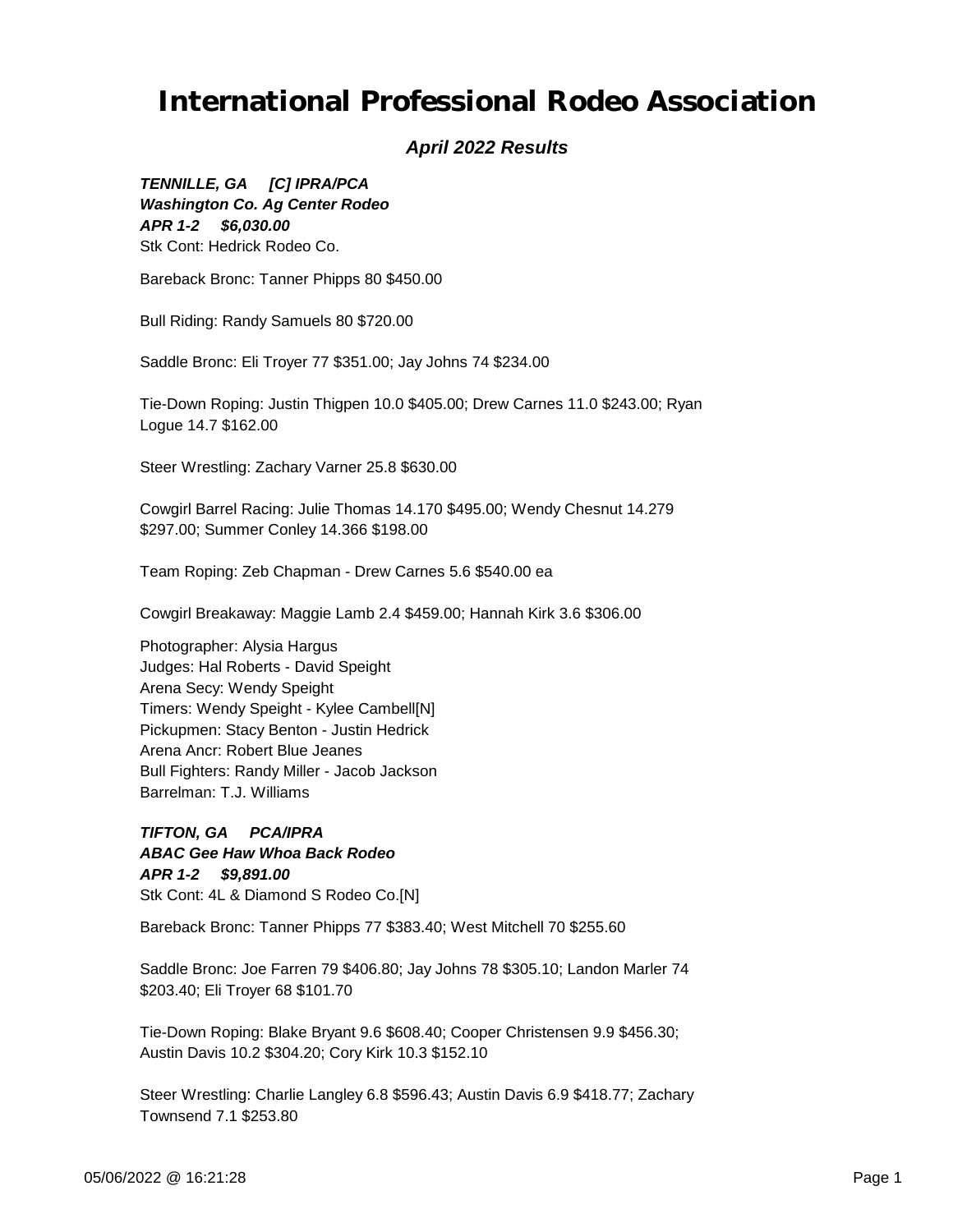# International Professional Rodeo Association

## *April 2022 Results*

***TENNILLE, GA [C] IPRA/PCA***
***Washington Co. Ag Center Rodeo***
***APR 1-2 $6,030.00***
Stk Cont: Hedrick Rodeo Co.

Bareback Bronc: Tanner Phipps 80 $450.00

Bull Riding: Randy Samuels 80 $720.00

Saddle Bronc: Eli Troyer 77 $351.00; Jay Johns 74 $234.00

Tie-Down Roping: Justin Thigpen 10.0 $405.00; Drew Carnes 11.0 $243.00; Ryan Logue 14.7 $162.00

Steer Wrestling: Zachary Varner 25.8 $630.00

Cowgirl Barrel Racing: Julie Thomas 14.170 $495.00; Wendy Chesnut 14.279 $297.00; Summer Conley 14.366 $198.00

Team Roping: Zeb Chapman - Drew Carnes 5.6 $540.00 ea

Cowgirl Breakaway: Maggie Lamb 2.4 $459.00; Hannah Kirk 3.6 $306.00

Photographer: Alysia Hargus
Judges: Hal Roberts - David Speight
Arena Secy: Wendy Speight
Timers: Wendy Speight - Kylee Cambell[N]
Pickupmen: Stacy Benton - Justin Hedrick
Arena Ancr: Robert Blue Jeanes
Bull Fighters: Randy Miller - Jacob Jackson
Barrelman: T.J. Williams

***TIFTON, GA PCA/IPRA***
***ABAC Gee Haw Whoa Back Rodeo***
***APR 1-2 $9,891.00***
Stk Cont: 4L & Diamond S Rodeo Co.[N]

Bareback Bronc: Tanner Phipps 77 $383.40; West Mitchell 70 $255.60

Saddle Bronc: Joe Farren 79 $406.80; Jay Johns 78 $305.10; Landon Marler 74 $203.40; Eli Troyer 68 $101.70

Tie-Down Roping: Blake Bryant 9.6 $608.40; Cooper Christensen 9.9 $456.30; Austin Davis 10.2 $304.20; Cory Kirk 10.3 $152.10

Steer Wrestling: Charlie Langley 6.8 $596.43; Austin Davis 6.9 $418.77; Zachary Townsend 7.1 $253.80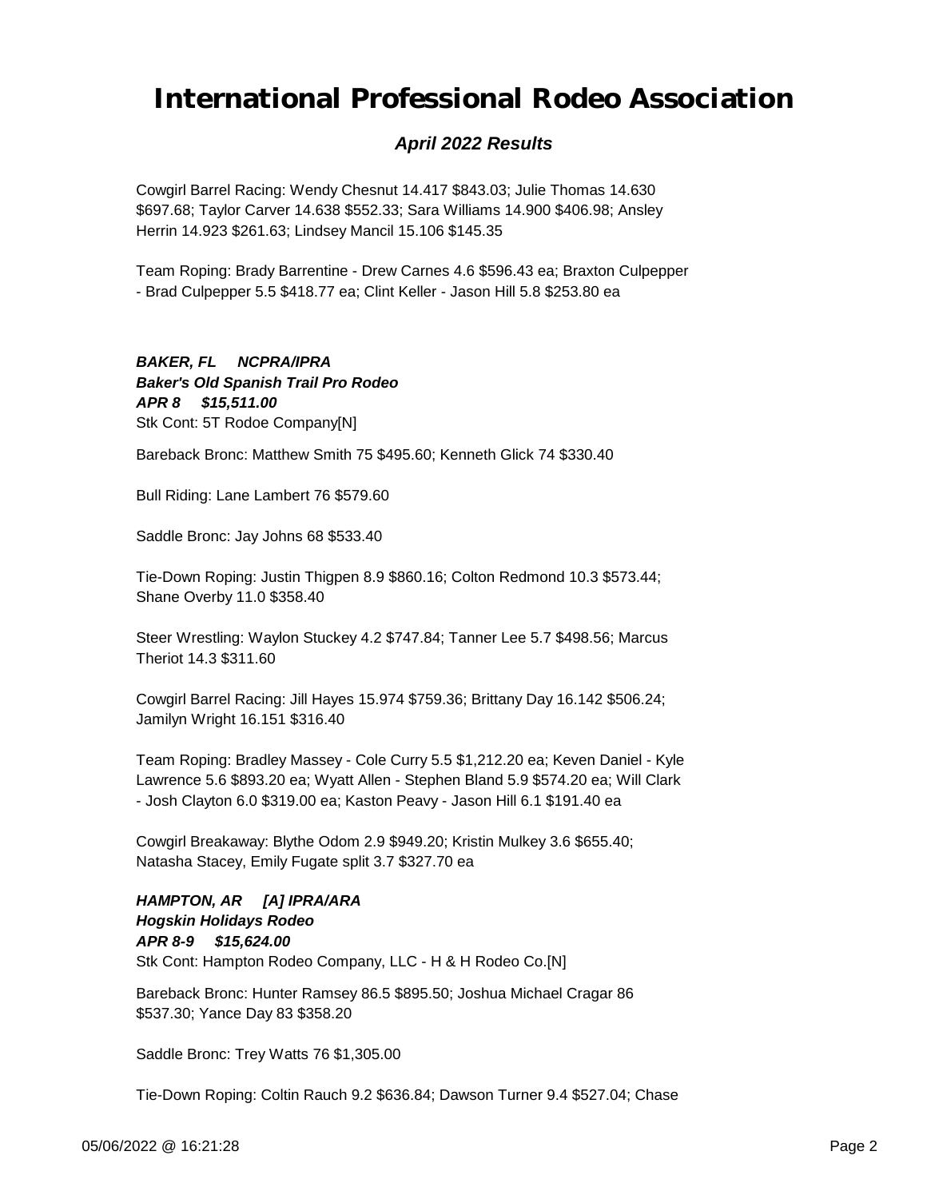# International Professional Rodeo Association

## *April 2022 Results*

Cowgirl Barrel Racing: Wendy Chesnut 14.417 $843.03; Julie Thomas 14.630 $697.68; Taylor Carver 14.638 $552.33; Sara Williams 14.900 $406.98; Ansley Herrin 14.923 $261.63; Lindsey Mancil 15.106 $145.35

Team Roping: Brady Barrentine - Drew Carnes 4.6 $596.43 ea; Braxton Culpepper - Brad Culpepper 5.5 $418.77 ea; Clint Keller - Jason Hill 5.8 $253.80 ea

***BAKER, FL     NCPRA/IPRA***
***Baker's Old Spanish Trail Pro Rodeo***
***APR 8     $15,511.00***
Stk Cont: 5T Rodoe Company[N]

Bareback Bronc: Matthew Smith 75 $495.60; Kenneth Glick 74 $330.40

Bull Riding: Lane Lambert 76 $579.60

Saddle Bronc: Jay Johns 68 $533.40

Tie-Down Roping: Justin Thigpen 8.9 $860.16; Colton Redmond 10.3 $573.44; Shane Overby 11.0 $358.40

Steer Wrestling: Waylon Stuckey 4.2 $747.84; Tanner Lee 5.7 $498.56; Marcus Theriot 14.3 $311.60

Cowgirl Barrel Racing: Jill Hayes 15.974 $759.36; Brittany Day 16.142 $506.24; Jamilyn Wright 16.151 $316.40

Team Roping: Bradley Massey - Cole Curry 5.5 $1,212.20 ea; Keven Daniel - Kyle Lawrence 5.6 $893.20 ea; Wyatt Allen - Stephen Bland 5.9 $574.20 ea; Will Clark - Josh Clayton 6.0 $319.00 ea; Kaston Peavy - Jason Hill 6.1 $191.40 ea

Cowgirl Breakaway: Blythe Odom 2.9 $949.20; Kristin Mulkey 3.6 $655.40; Natasha Stacey, Emily Fugate split 3.7 $327.70 ea

***HAMPTON, AR     [A] IPRA/ARA***
***Hogskin Holidays Rodeo***
***APR 8-9     $15,624.00***
Stk Cont: Hampton Rodeo Company, LLC - H & H Rodeo Co.[N]

Bareback Bronc: Hunter Ramsey 86.5 $895.50; Joshua Michael Cragar 86 $537.30; Yance Day 83 $358.20

Saddle Bronc: Trey Watts 76 $1,305.00

Tie-Down Roping: Coltin Rauch 9.2 $636.84; Dawson Turner 9.4 $527.04; Chase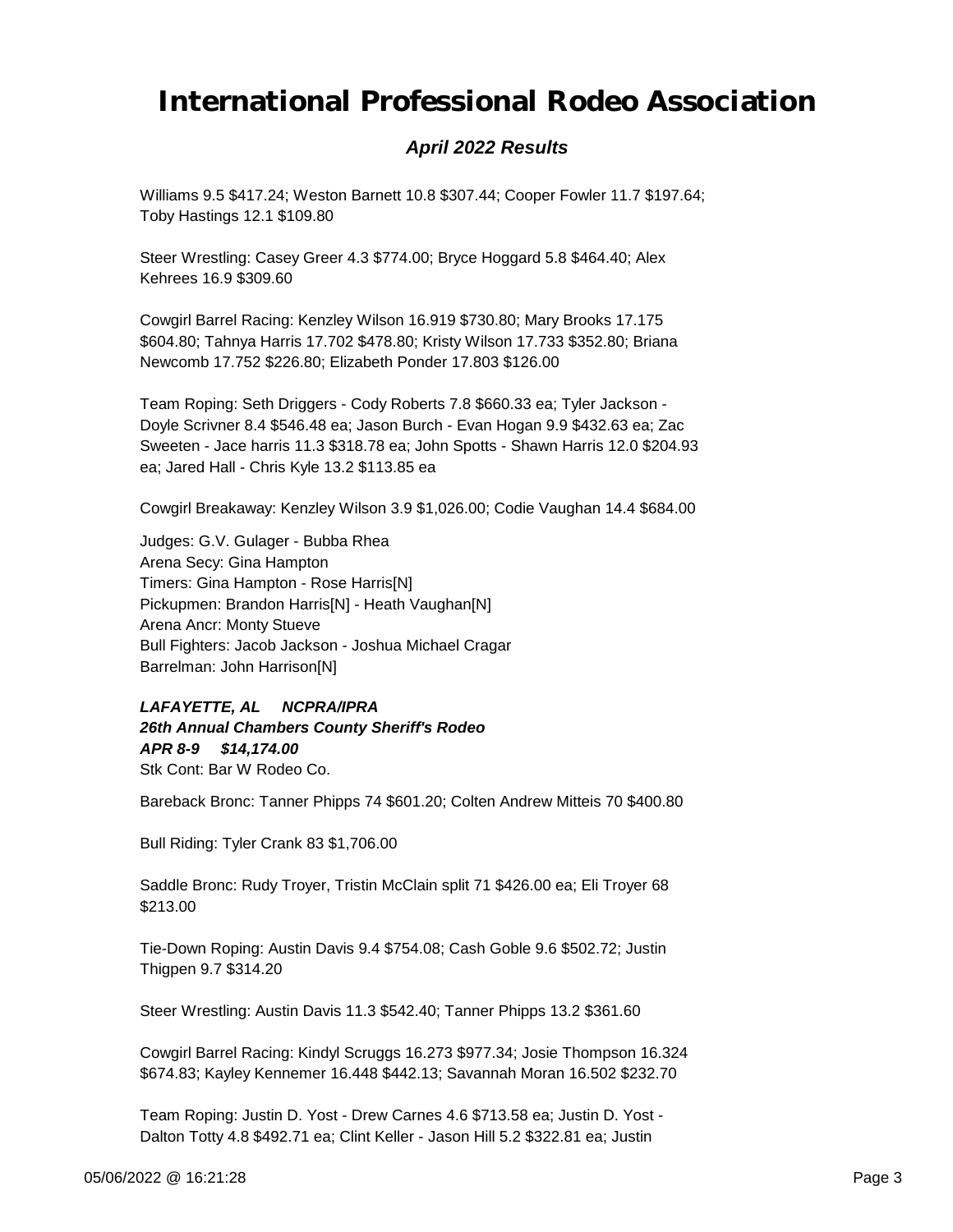Williams 9.5 $417.24; Weston Barnett 10.8 $307.44; Cooper Fowler 11.7 $197.64; Toby Hastings 12.1 $109.80

Steer Wrestling: Casey Greer 4.3 $774.00; Bryce Hoggard 5.8 $464.40; Alex Kehrees 16.9 $309.60

Cowgirl Barrel Racing: Kenzley Wilson 16.919 $730.80; Mary Brooks 17.175 $604.80; Tahnya Harris 17.702 $478.80; Kristy Wilson 17.733 $352.80; Briana Newcomb 17.752 $226.80; Elizabeth Ponder 17.803 $126.00

Team Roping: Seth Driggers - Cody Roberts 7.8 $660.33 ea; Tyler Jackson - Doyle Scrivner 8.4 $546.48 ea; Jason Burch - Evan Hogan 9.9 $432.63 ea; Zac Sweeten - Jace harris 11.3 $318.78 ea; John Spotts - Shawn Harris 12.0 $204.93 ea; Jared Hall - Chris Kyle 13.2 $113.85 ea

Cowgirl Breakaway: Kenzley Wilson 3.9 $1,026.00; Codie Vaughan 14.4 $684.00

Judges: G.V. Gulager - Bubba Rhea
Arena Secy: Gina Hampton
Timers: Gina Hampton - Rose Harris[N]
Pickupmen: Brandon Harris[N] - Heath Vaughan[N]
Arena Ancr: Monty Stueve
Bull Fighters: Jacob Jackson - Joshua Michael Cragar
Barrelman: John Harrison[N]

***LAFAYETTE, AL     NCPRA/IPRA***
***26th Annual Chambers County Sheriff's Rodeo***
***APR 8-9     $14,174.00***
Stk Cont: Bar W Rodeo Co.

Bareback Bronc: Tanner Phipps 74 $601.20; Colten Andrew Mitteis 70 $400.80

Bull Riding: Tyler Crank 83 $1,706.00

Saddle Bronc: Rudy Troyer, Tristin McClain split 71 $426.00 ea; Eli Troyer 68 $213.00

Tie-Down Roping: Austin Davis 9.4 $754.08; Cash Goble 9.6 $502.72; Justin Thigpen 9.7 $314.20

Steer Wrestling: Austin Davis 11.3 $542.40; Tanner Phipps 13.2 $361.60

Cowgirl Barrel Racing: Kindyl Scruggs 16.273 $977.34; Josie Thompson 16.324 $674.83; Kayley Kennemer 16.448 $442.13; Savannah Moran 16.502 $232.70

Team Roping: Justin D. Yost - Drew Carnes 4.6 $713.58 ea; Justin D. Yost - Dalton Totty 4.8 $492.71 ea; Clint Keller - Jason Hill 5.2 $322.81 ea; Justin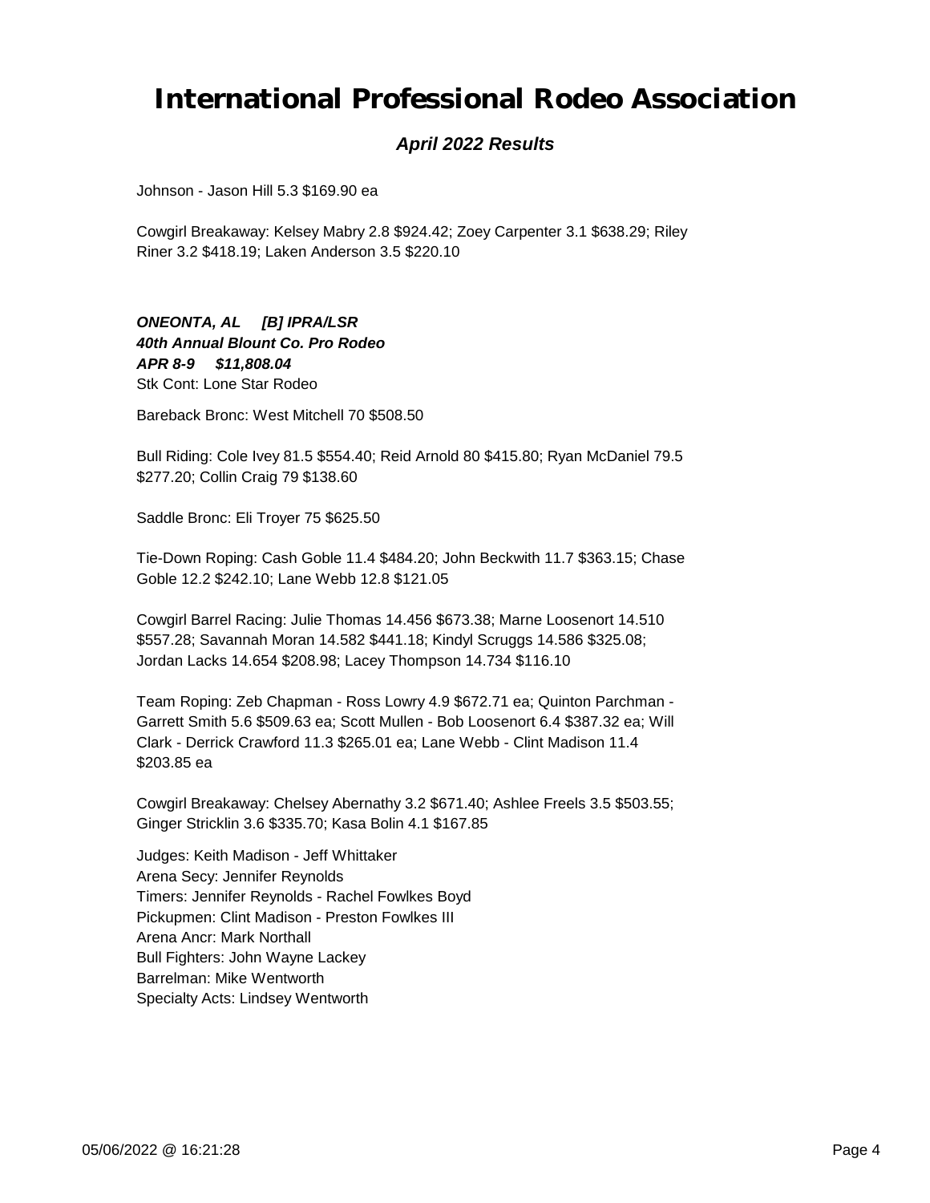# International Professional Rodeo Association

## *April 2022 Results*

Johnson - Jason Hill 5.3 $169.90 ea

Cowgirl Breakaway: Kelsey Mabry 2.8 $924.42; Zoey Carpenter 3.1 $638.29; Riley Riner 3.2 $418.19; Laken Anderson 3.5 $220.10

***ONEONTA, AL [B] IPRA/LSR***
***40th Annual Blount Co. Pro Rodeo***
***APR 8-9 $11,808.04***
Stk Cont: Lone Star Rodeo

Bareback Bronc: West Mitchell 70 $508.50

Bull Riding: Cole Ivey 81.5 $554.40; Reid Arnold 80 $415.80; Ryan McDaniel 79.5 $277.20; Collin Craig 79 $138.60

Saddle Bronc: Eli Troyer 75 $625.50

Tie-Down Roping: Cash Goble 11.4 $484.20; John Beckwith 11.7 $363.15; Chase Goble 12.2 $242.10; Lane Webb 12.8 $121.05

Cowgirl Barrel Racing: Julie Thomas 14.456 $673.38; Marne Loosenort 14.510 $557.28; Savannah Moran 14.582 $441.18; Kindyl Scruggs 14.586 $325.08; Jordan Lacks 14.654 $208.98; Lacey Thompson 14.734 $116.10

Team Roping: Zeb Chapman - Ross Lowry 4.9 $672.71 ea; Quinton Parchman - Garrett Smith 5.6 $509.63 ea; Scott Mullen - Bob Loosenort 6.4 $387.32 ea; Will Clark - Derrick Crawford 11.3 $265.01 ea; Lane Webb - Clint Madison 11.4 $203.85 ea

Cowgirl Breakaway: Chelsey Abernathy 3.2 $671.40; Ashlee Freels 3.5 $503.55; Ginger Stricklin 3.6 $335.70; Kasa Bolin 4.1 $167.85

Judges: Keith Madison - Jeff Whittaker
Arena Secy: Jennifer Reynolds
Timers: Jennifer Reynolds - Rachel Fowlkes Boyd
Pickupmen: Clint Madison - Preston Fowlkes III
Arena Ancr: Mark Northall
Bull Fighters: John Wayne Lackey
Barrelman: Mike Wentworth
Specialty Acts: Lindsey Wentworth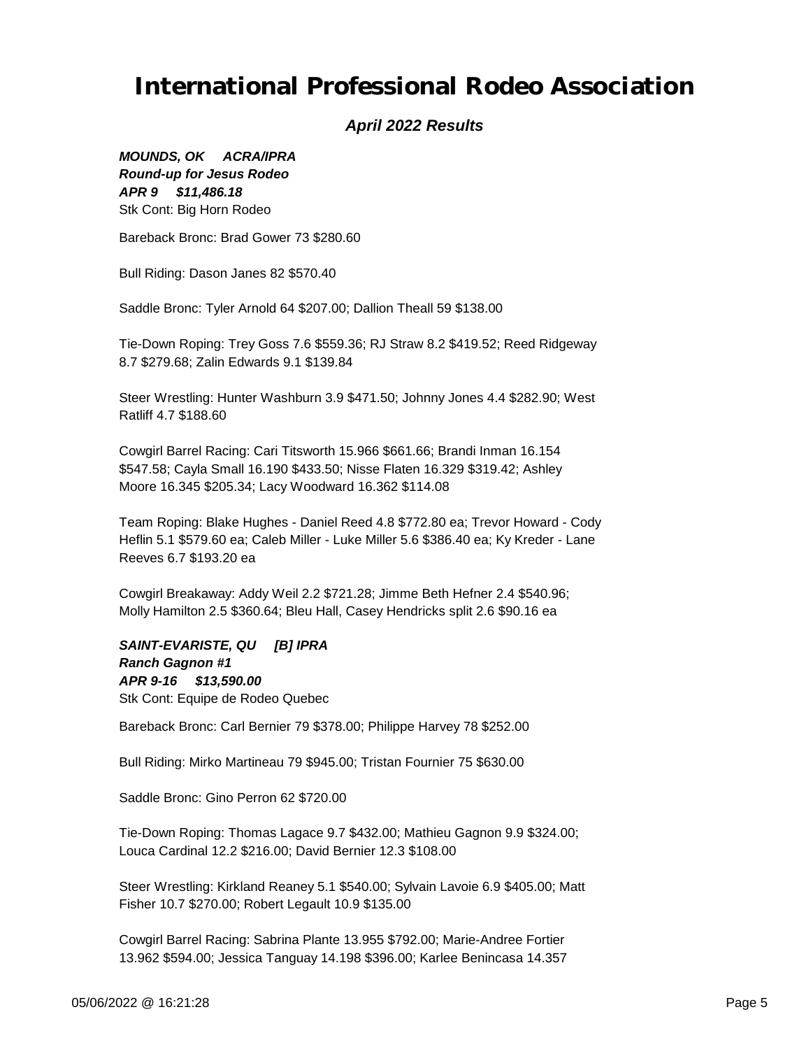# International Professional Rodeo Association

## *April 2022 Results*

***MOUNDS, OK     ACRA/IPRA***
***Round-up for Jesus Rodeo***
***APR 9     $11,486.18***
Stk Cont: Big Horn Rodeo

Bareback Bronc: Brad Gower 73 $280.60

Bull Riding: Dason Janes 82 $570.40

Saddle Bronc: Tyler Arnold 64 $207.00; Dallion Theall 59 $138.00

Tie-Down Roping: Trey Goss 7.6 $559.36; RJ Straw 8.2 $419.52; Reed Ridgeway 8.7 $279.68; Zalin Edwards 9.1 $139.84

Steer Wrestling: Hunter Washburn 3.9 $471.50; Johnny Jones 4.4 $282.90; West Ratliff 4.7 $188.60

Cowgirl Barrel Racing: Cari Titsworth 15.966 $661.66; Brandi Inman 16.154 $547.58; Cayla Small 16.190 $433.50; Nisse Flaten 16.329 $319.42; Ashley Moore 16.345 $205.34; Lacy Woodward 16.362 $114.08

Team Roping: Blake Hughes - Daniel Reed 4.8 $772.80 ea; Trevor Howard - Cody Heflin 5.1 $579.60 ea; Caleb Miller - Luke Miller 5.6 $386.40 ea; Ky Kreder - Lane Reeves 6.7 $193.20 ea

Cowgirl Breakaway: Addy Weil 2.2 $721.28; Jimme Beth Hefner 2.4 $540.96; Molly Hamilton 2.5 $360.64; Bleu Hall, Casey Hendricks split 2.6 $90.16 ea

***SAINT-EVARISTE, QU     [B] IPRA***
***Ranch Gagnon #1***
***APR 9-16     $13,590.00***
Stk Cont: Equipe de Rodeo Quebec

Bareback Bronc: Carl Bernier 79 $378.00; Philippe Harvey 78 $252.00

Bull Riding: Mirko Martineau 79 $945.00; Tristan Fournier 75 $630.00

Saddle Bronc: Gino Perron 62 $720.00

Tie-Down Roping: Thomas Lagace 9.7 $432.00; Mathieu Gagnon 9.9 $324.00; Louca Cardinal 12.2 $216.00; David Bernier 12.3 $108.00

Steer Wrestling: Kirkland Reaney 5.1 $540.00; Sylvain Lavoie 6.9 $405.00; Matt Fisher 10.7 $270.00; Robert Legault 10.9 $135.00

Cowgirl Barrel Racing: Sabrina Plante 13.955 $792.00; Marie-Andree Fortier 13.962 $594.00; Jessica Tanguay 14.198 $396.00; Karlee Benincasa 14.357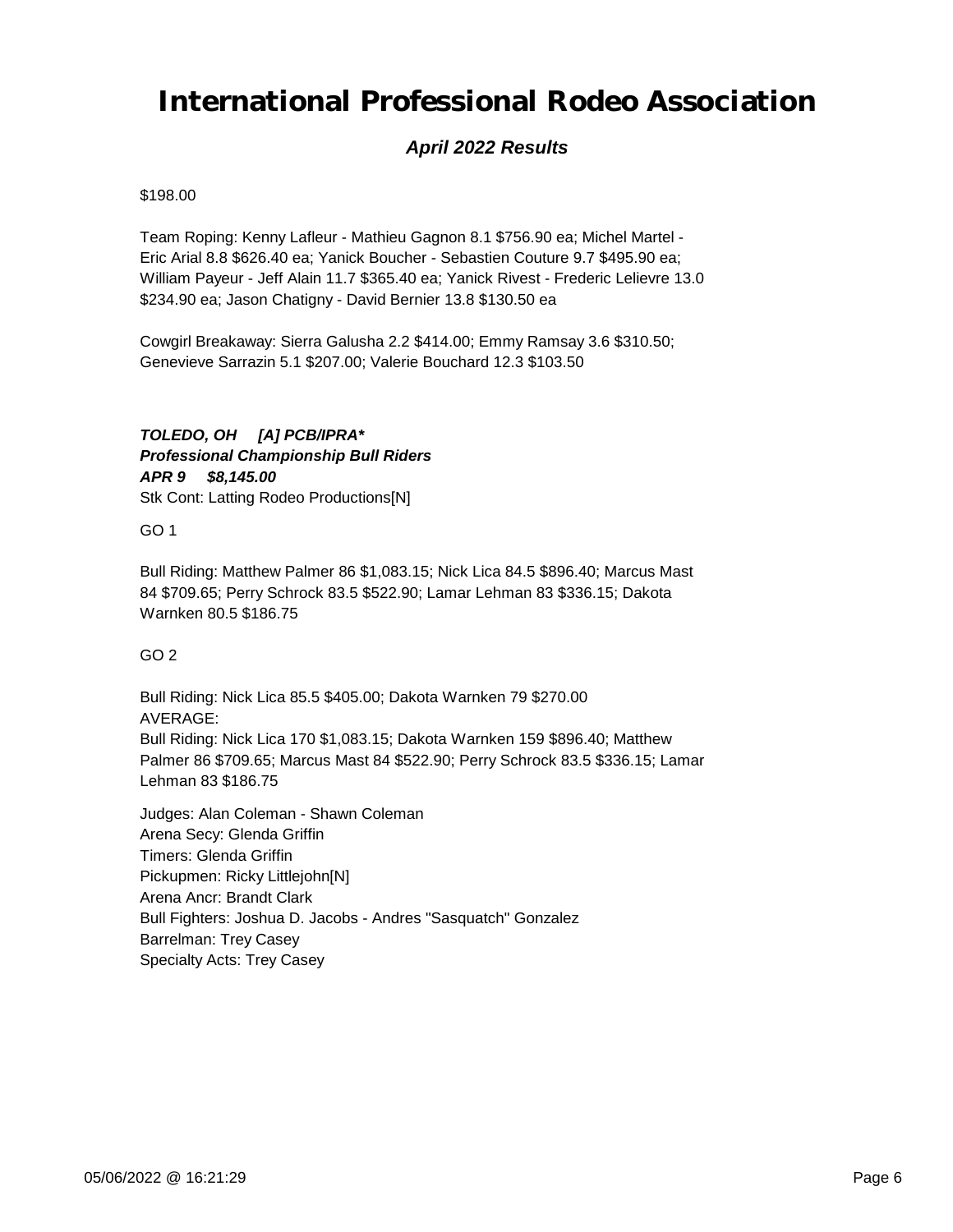$198.00

Team Roping: Kenny Lafleur - Mathieu Gagnon 8.1 $756.90 ea; Michel Martel - Eric Arial 8.8 $626.40 ea; Yanick Boucher - Sebastien Couture 9.7 $495.90 ea; William Payeur - Jeff Alain 11.7 $365.40 ea; Yanick Rivest - Frederic Lelievre 13.0 $234.90 ea; Jason Chatigny - David Bernier 13.8 $130.50 ea

Cowgirl Breakaway: Sierra Galusha 2.2 $414.00; Emmy Ramsay 3.6 $310.50; Genevieve Sarrazin 5.1 $207.00; Valerie Bouchard 12.3 $103.50

***TOLEDO, OH [A] PCB/IPRA****
***Professional Championship Bull Riders***
***APR 9 $8,145.00***
Stk Cont: Latting Rodeo Productions[N]

GO 1

Bull Riding: Matthew Palmer 86 $1,083.15; Nick Lica 84.5 $896.40; Marcus Mast 84 $709.65; Perry Schrock 83.5 $522.90; Lamar Lehman 83 $336.15; Dakota Warnken 80.5 $186.75

GO 2

Bull Riding: Nick Lica 85.5 $405.00; Dakota Warnken 79 $270.00
AVERAGE:
Bull Riding: Nick Lica 170 $1,083.15; Dakota Warnken 159 $896.40; Matthew Palmer 86 $709.65; Marcus Mast 84 $522.90; Perry Schrock 83.5 $336.15; Lamar Lehman 83 $186.75

Judges: Alan Coleman - Shawn Coleman
Arena Secy: Glenda Griffin
Timers: Glenda Griffin
Pickupmen: Ricky Littlejohn[N]
Arena Ancr: Brandt Clark
Bull Fighters: Joshua D. Jacobs - Andres "Sasquatch" Gonzalez
Barrelman: Trey Casey
Specialty Acts: Trey Casey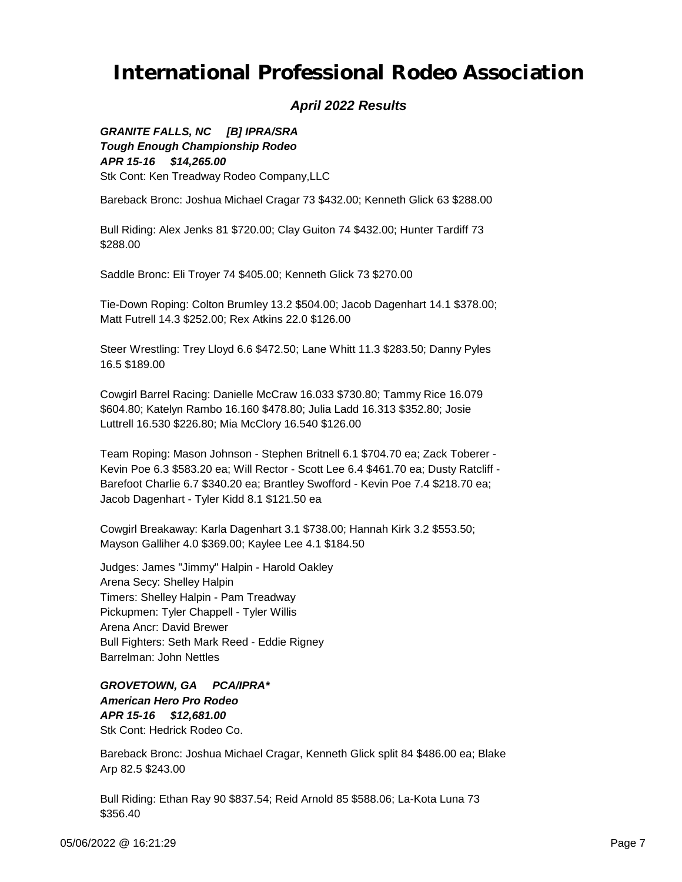# International Professional Rodeo Association

### *April 2022 Results*

***GRANITE FALLS, NC [B] IPRA/SRA***
***Tough Enough Championship Rodeo***
***APR 15-16 $14,265.00***
Stk Cont: Ken Treadway Rodeo Company,LLC

Bareback Bronc: Joshua Michael Cragar 73 $432.00; Kenneth Glick 63 $288.00

Bull Riding: Alex Jenks 81 $720.00; Clay Guiton 74 $432.00; Hunter Tardiff 73 $288.00

Saddle Bronc: Eli Troyer 74 $405.00; Kenneth Glick 73 $270.00

Tie-Down Roping: Colton Brumley 13.2 $504.00; Jacob Dagenhart 14.1 $378.00; Matt Futrell 14.3 $252.00; Rex Atkins 22.0 $126.00

Steer Wrestling: Trey Lloyd 6.6 $472.50; Lane Whitt 11.3 $283.50; Danny Pyles 16.5 $189.00

Cowgirl Barrel Racing: Danielle McCraw 16.033 $730.80; Tammy Rice 16.079 $604.80; Katelyn Rambo 16.160 $478.80; Julia Ladd 16.313 $352.80; Josie Luttrell 16.530 $226.80; Mia McClory 16.540 $126.00

Team Roping: Mason Johnson - Stephen Britnell 6.1 $704.70 ea; Zack Toberer - Kevin Poe 6.3 $583.20 ea; Will Rector - Scott Lee 6.4 $461.70 ea; Dusty Ratcliff - Barefoot Charlie 6.7 $340.20 ea; Brantley Swofford - Kevin Poe 7.4 $218.70 ea; Jacob Dagenhart - Tyler Kidd 8.1 $121.50 ea

Cowgirl Breakaway: Karla Dagenhart 3.1 $738.00; Hannah Kirk 3.2 $553.50; Mayson Galliher 4.0 $369.00; Kaylee Lee 4.1 $184.50

Judges: James "Jimmy" Halpin - Harold Oakley
Arena Secy: Shelley Halpin
Timers: Shelley Halpin - Pam Treadway
Pickupmen: Tyler Chappell - Tyler Willis
Arena Ancr: David Brewer
Bull Fighters: Seth Mark Reed - Eddie Rigney
Barrelman: John Nettles

***GROVETOWN, GA PCA/IPRA****
***American Hero Pro Rodeo***
***APR 15-16 $12,681.00***
Stk Cont: Hedrick Rodeo Co.

Bareback Bronc: Joshua Michael Cragar, Kenneth Glick split 84 $486.00 ea; Blake Arp 82.5 $243.00

Bull Riding: Ethan Ray 90 $837.54; Reid Arnold 85 $588.06; La-Kota Luna 73 $356.40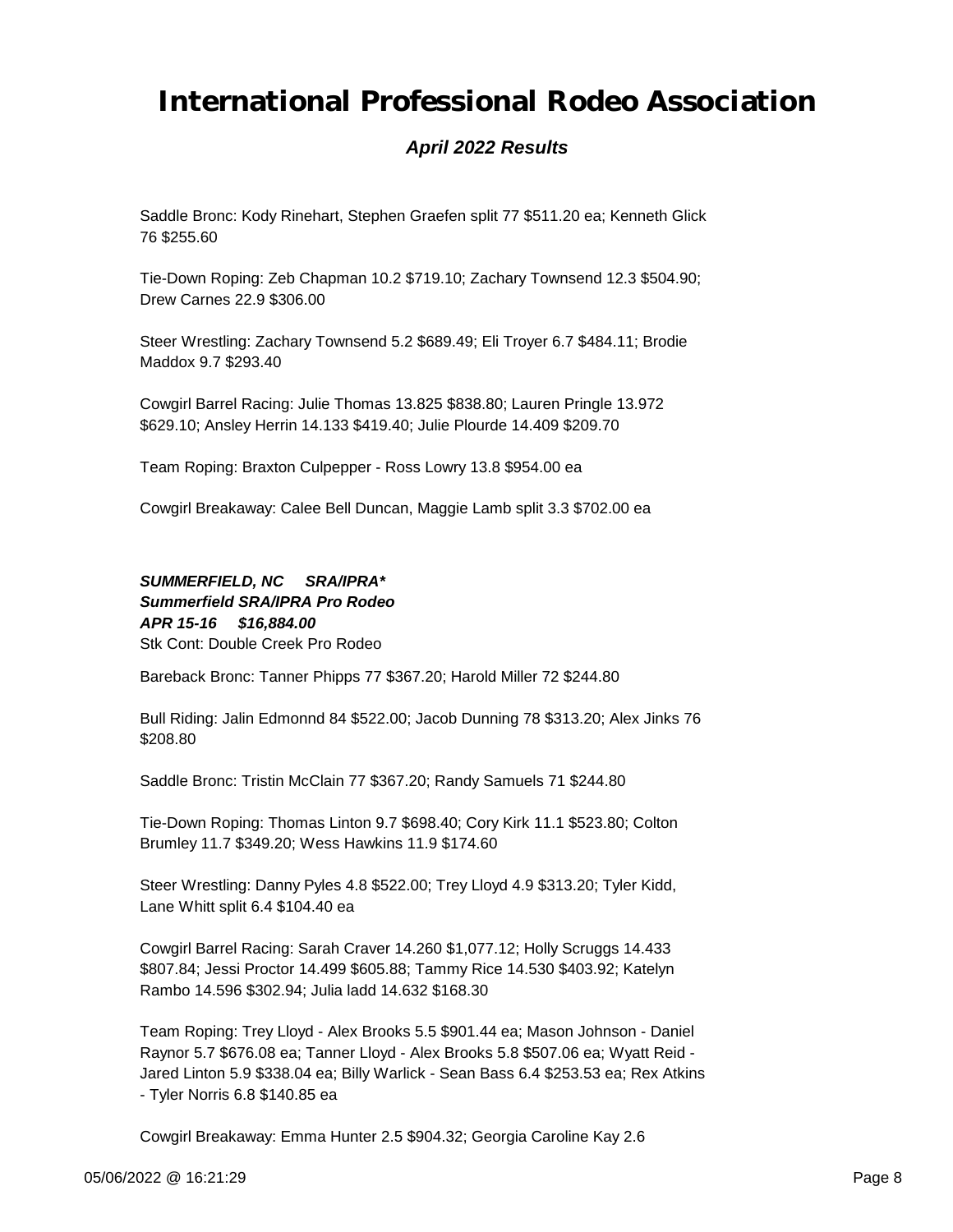# International Professional Rodeo Association

***April 2022 Results***

Saddle Bronc: Kody Rinehart, Stephen Graefen split 77 $511.20 ea; Kenneth Glick 76 $255.60

Tie-Down Roping: Zeb Chapman 10.2 $719.10; Zachary Townsend 12.3 $504.90; Drew Carnes 22.9 $306.00

Steer Wrestling: Zachary Townsend 5.2 $689.49; Eli Troyer 6.7 $484.11; Brodie Maddox 9.7 $293.40

Cowgirl Barrel Racing: Julie Thomas 13.825 $838.80; Lauren Pringle 13.972 $629.10; Ansley Herrin 14.133 $419.40; Julie Plourde 14.409 $209.70

Team Roping: Braxton Culpepper - Ross Lowry 13.8 $954.00 ea

Cowgirl Breakaway: Calee Bell Duncan, Maggie Lamb split 3.3 $702.00 ea

***SUMMERFIELD, NC SRA/IPRA****
***Summerfield SRA/IPRA Pro Rodeo***
***APR 15-16 $16,884.00***
Stk Cont: Double Creek Pro Rodeo

Bareback Bronc: Tanner Phipps 77 $367.20; Harold Miller 72 $244.80

Bull Riding: Jalin Edmonnd 84 $522.00; Jacob Dunning 78 $313.20; Alex Jinks 76 $208.80

Saddle Bronc: Tristin McClain 77 $367.20; Randy Samuels 71 $244.80

Tie-Down Roping: Thomas Linton 9.7 $698.40; Cory Kirk 11.1 $523.80; Colton Brumley 11.7 $349.20; Wess Hawkins 11.9 $174.60

Steer Wrestling: Danny Pyles 4.8 $522.00; Trey Lloyd 4.9 $313.20; Tyler Kidd, Lane Whitt split 6.4 $104.40 ea

Cowgirl Barrel Racing: Sarah Craver 14.260 $1,077.12; Holly Scruggs 14.433 $807.84; Jessi Proctor 14.499 $605.88; Tammy Rice 14.530 $403.92; Katelyn Rambo 14.596 $302.94; Julia ladd 14.632 $168.30

Team Roping: Trey Lloyd - Alex Brooks 5.5 $901.44 ea; Mason Johnson - Daniel Raynor 5.7 $676.08 ea; Tanner Lloyd - Alex Brooks 5.8 $507.06 ea; Wyatt Reid - Jared Linton 5.9 $338.04 ea; Billy Warlick - Sean Bass 6.4 $253.53 ea; Rex Atkins - Tyler Norris 6.8 $140.85 ea

Cowgirl Breakaway: Emma Hunter 2.5 $904.32; Georgia Caroline Kay 2.6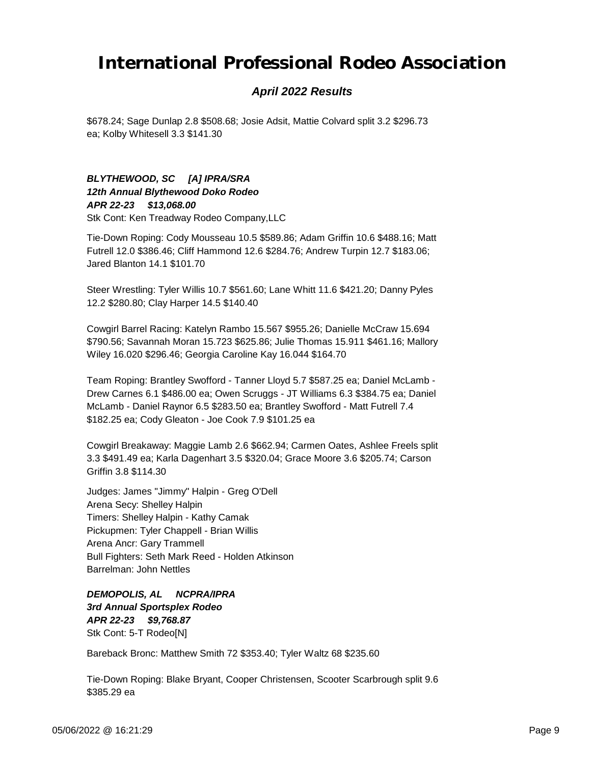$678.24; Sage Dunlap 2.8 $508.68; Josie Adsit, Mattie Colvard split 3.2 $296.73 ea; Kolby Whitesell 3.3 $141.30

***BLYTHEWOOD, SC [A] IPRA/SRA***
***12th Annual Blythewood Doko Rodeo***
***APR 22-23 $13,068.00***
Stk Cont: Ken Treadway Rodeo Company,LLC

Tie-Down Roping: Cody Mousseau 10.5 $589.86; Adam Griffin 10.6 $488.16; Matt Futrell 12.0 $386.46; Cliff Hammond 12.6 $284.76; Andrew Turpin 12.7 $183.06; Jared Blanton 14.1 $101.70

Steer Wrestling: Tyler Willis 10.7 $561.60; Lane Whitt 11.6 $421.20; Danny Pyles 12.2 $280.80; Clay Harper 14.5 $140.40

Cowgirl Barrel Racing: Katelyn Rambo 15.567 $955.26; Danielle McCraw 15.694 $790.56; Savannah Moran 15.723 $625.86; Julie Thomas 15.911 $461.16; Mallory Wiley 16.020 $296.46; Georgia Caroline Kay 16.044 $164.70

Team Roping: Brantley Swofford - Tanner Lloyd 5.7 $587.25 ea; Daniel McLamb - Drew Carnes 6.1 $486.00 ea; Owen Scruggs - JT Williams 6.3 $384.75 ea; Daniel McLamb - Daniel Raynor 6.5 $283.50 ea; Brantley Swofford - Matt Futrell 7.4 $182.25 ea; Cody Gleaton - Joe Cook 7.9 $101.25 ea

Cowgirl Breakaway: Maggie Lamb 2.6 $662.94; Carmen Oates, Ashlee Freels split 3.3 $491.49 ea; Karla Dagenhart 3.5 $320.04; Grace Moore 3.6 $205.74; Carson Griffin 3.8 $114.30

Judges: James "Jimmy" Halpin - Greg O'Dell
Arena Secy: Shelley Halpin
Timers: Shelley Halpin - Kathy Camak
Pickupmen: Tyler Chappell - Brian Willis
Arena Ancr: Gary Trammell
Bull Fighters: Seth Mark Reed - Holden Atkinson
Barrelman: John Nettles

***DEMOPOLIS, AL NCPRA/IPRA***
***3rd Annual Sportsplex Rodeo***
***APR 22-23 $9,768.87***
Stk Cont: 5-T Rodeo[N]

Bareback Bronc: Matthew Smith 72 $353.40; Tyler Waltz 68 $235.60

Tie-Down Roping: Blake Bryant, Cooper Christensen, Scooter Scarbrough split 9.6 $385.29 ea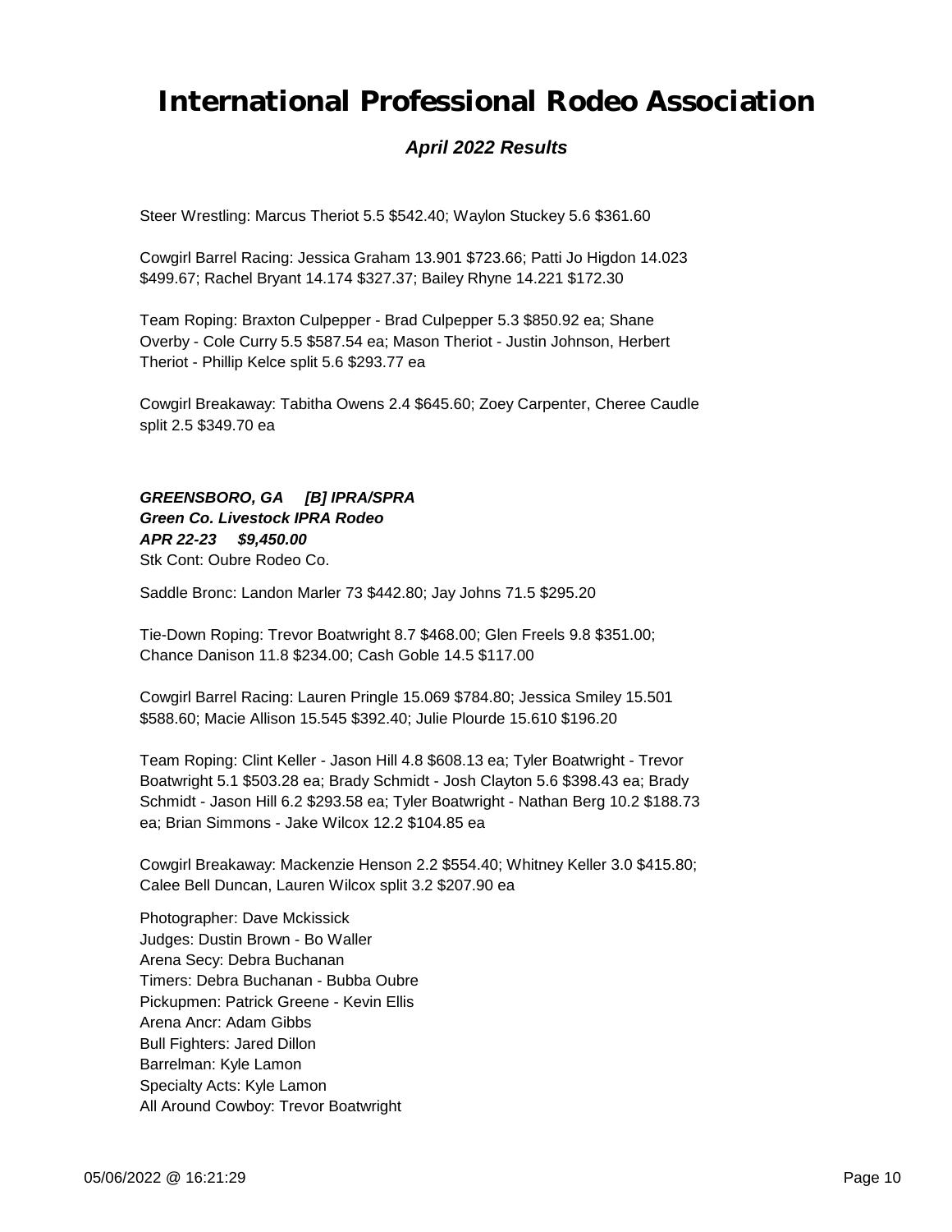# International Professional Rodeo Association

***April 2022 Results***

Steer Wrestling: Marcus Theriot 5.5 $542.40; Waylon Stuckey 5.6 $361.60

Cowgirl Barrel Racing: Jessica Graham 13.901 $723.66; Patti Jo Higdon 14.023 $499.67; Rachel Bryant 14.174 $327.37; Bailey Rhyne 14.221 $172.30

Team Roping: Braxton Culpepper - Brad Culpepper 5.3 $850.92 ea; Shane Overby - Cole Curry 5.5 $587.54 ea; Mason Theriot - Justin Johnson, Herbert Theriot - Phillip Kelce split 5.6 $293.77 ea

Cowgirl Breakaway: Tabitha Owens 2.4 $645.60; Zoey Carpenter, Cheree Caudle split 2.5 $349.70 ea

***GREENSBORO, GA [B] IPRA/SPRA***
***Green Co. Livestock IPRA Rodeo***
***APR 22-23 $9,450.00***
Stk Cont: Oubre Rodeo Co.

Saddle Bronc: Landon Marler 73 $442.80; Jay Johns 71.5 $295.20

Tie-Down Roping: Trevor Boatwright 8.7 $468.00; Glen Freels 9.8 $351.00; Chance Danison 11.8 $234.00; Cash Goble 14.5 $117.00

Cowgirl Barrel Racing: Lauren Pringle 15.069 $784.80; Jessica Smiley 15.501 $588.60; Macie Allison 15.545 $392.40; Julie Plourde 15.610 $196.20

Team Roping: Clint Keller - Jason Hill 4.8 $608.13 ea; Tyler Boatwright - Trevor Boatwright 5.1 $503.28 ea; Brady Schmidt - Josh Clayton 5.6 $398.43 ea; Brady Schmidt - Jason Hill 6.2 $293.58 ea; Tyler Boatwright - Nathan Berg 10.2 $188.73 ea; Brian Simmons - Jake Wilcox 12.2 $104.85 ea

Cowgirl Breakaway: Mackenzie Henson 2.2 $554.40; Whitney Keller 3.0 $415.80; Calee Bell Duncan, Lauren Wilcox split 3.2 $207.90 ea

Photographer: Dave Mckissick
Judges: Dustin Brown - Bo Waller
Arena Secy: Debra Buchanan
Timers: Debra Buchanan - Bubba Oubre
Pickupmen: Patrick Greene - Kevin Ellis
Arena Ancr: Adam Gibbs
Bull Fighters: Jared Dillon
Barrelman: Kyle Lamon
Specialty Acts: Kyle Lamon
All Around Cowboy: Trevor Boatwright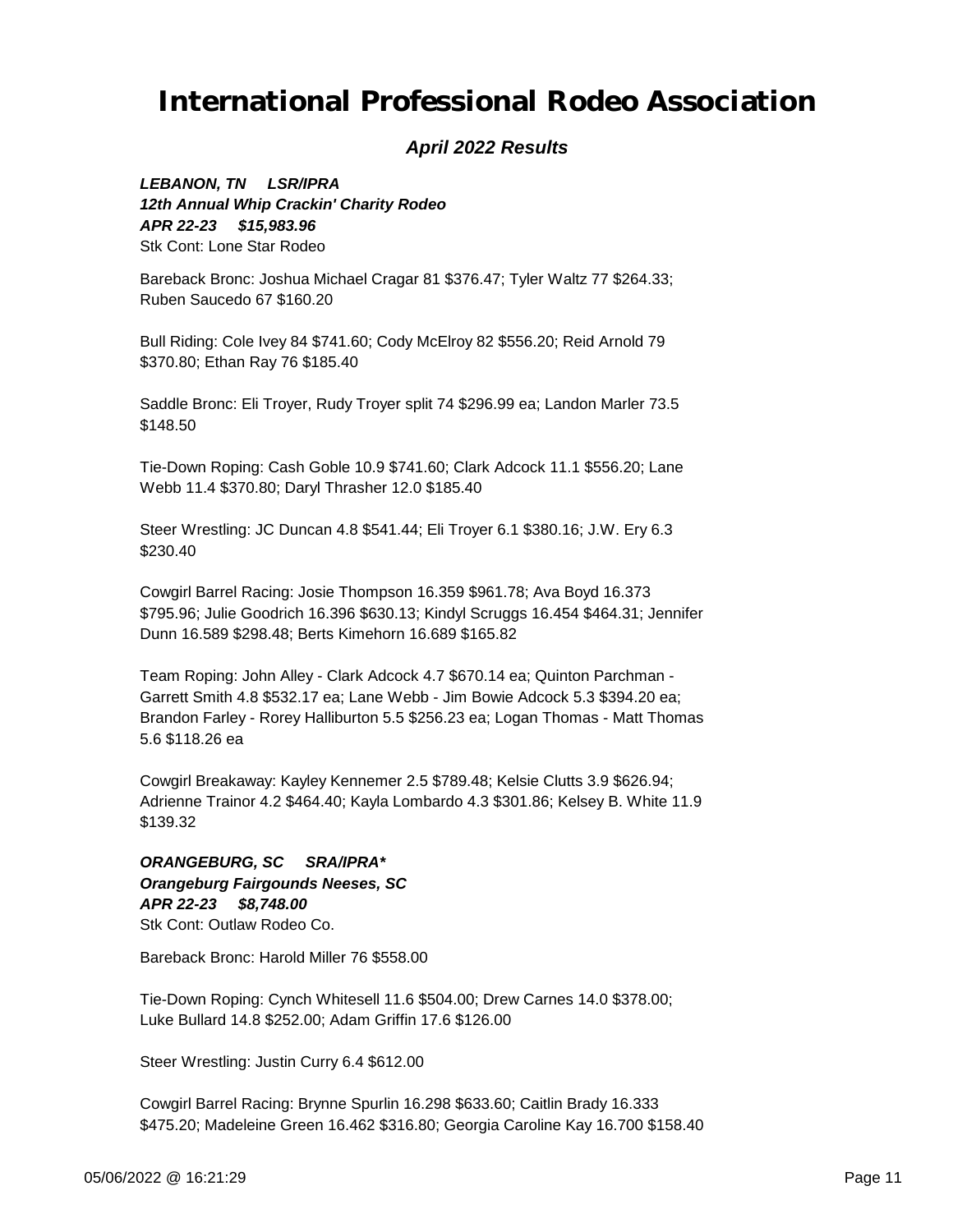# International Professional Rodeo Association

### *April 2022 Results*

***LEBANON, TN     LSR/IPRA***
***12th Annual Whip Crackin' Charity Rodeo***
***APR 22-23     $15,983.96***
Stk Cont: Lone Star Rodeo

Bareback Bronc: Joshua Michael Cragar 81 $376.47; Tyler Waltz 77 $264.33; Ruben Saucedo 67 $160.20

Bull Riding: Cole Ivey 84 $741.60; Cody McElroy 82 $556.20; Reid Arnold 79 $370.80; Ethan Ray 76 $185.40

Saddle Bronc: Eli Troyer, Rudy Troyer split 74 $296.99 ea; Landon Marler 73.5 $148.50

Tie-Down Roping: Cash Goble 10.9 $741.60; Clark Adcock 11.1 $556.20; Lane Webb 11.4 $370.80; Daryl Thrasher 12.0 $185.40

Steer Wrestling: JC Duncan 4.8 $541.44; Eli Troyer 6.1 $380.16; J.W. Ery 6.3 $230.40

Cowgirl Barrel Racing: Josie Thompson 16.359 $961.78; Ava Boyd 16.373 $795.96; Julie Goodrich 16.396 $630.13; Kindyl Scruggs 16.454 $464.31; Jennifer Dunn 16.589 $298.48; Berts Kimehorn 16.689 $165.82

Team Roping: John Alley - Clark Adcock 4.7 $670.14 ea; Quinton Parchman - Garrett Smith 4.8 $532.17 ea; Lane Webb - Jim Bowie Adcock 5.3 $394.20 ea; Brandon Farley - Rorey Halliburton 5.5 $256.23 ea; Logan Thomas - Matt Thomas 5.6 $118.26 ea

Cowgirl Breakaway: Kayley Kennemer 2.5 $789.48; Kelsie Clutts 3.9 $626.94; Adrienne Trainor 4.2 $464.40; Kayla Lombardo 4.3 $301.86; Kelsey B. White 11.9 $139.32

***ORANGEBURG, SC     SRA/IPRA****
***Orangeburg Fairgounds Neeses, SC***
***APR 22-23     $8,748.00***
Stk Cont: Outlaw Rodeo Co.

Bareback Bronc: Harold Miller 76 $558.00

Tie-Down Roping: Cynch Whitesell 11.6 $504.00; Drew Carnes 14.0 $378.00; Luke Bullard 14.8 $252.00; Adam Griffin 17.6 $126.00

Steer Wrestling: Justin Curry 6.4 $612.00

Cowgirl Barrel Racing: Brynne Spurlin 16.298 $633.60; Caitlin Brady 16.333 $475.20; Madeleine Green 16.462 $316.80; Georgia Caroline Kay 16.700 $158.40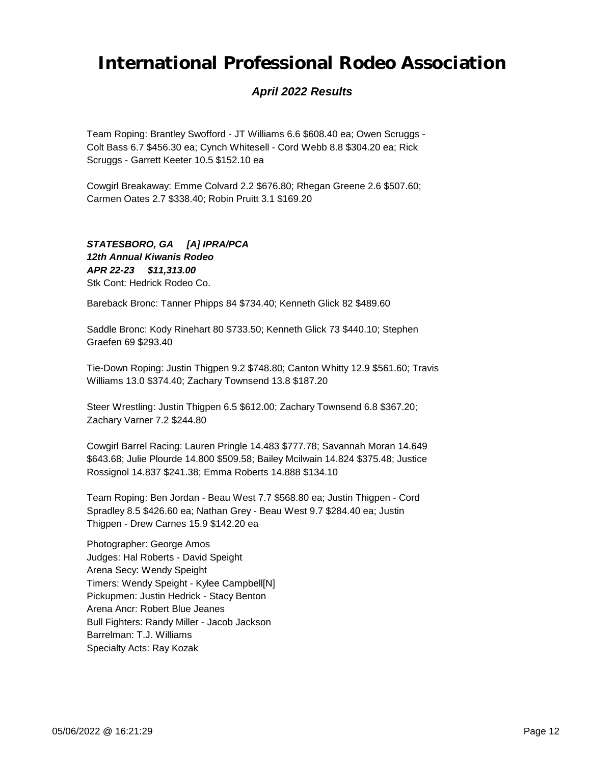Team Roping: Brantley Swofford - JT Williams 6.6 $608.40 ea; Owen Scruggs - Colt Bass 6.7 $456.30 ea; Cynch Whitesell - Cord Webb 8.8 $304.20 ea; Rick Scruggs - Garrett Keeter 10.5 $152.10 ea

Cowgirl Breakaway: Emme Colvard 2.2 $676.80; Rhegan Greene 2.6 $507.60; Carmen Oates 2.7 $338.40; Robin Pruitt 3.1 $169.20

***STATESBORO, GA     [A] IPRA/PCA***
***12th Annual Kiwanis Rodeo***
***APR 22-23     $11,313.00***
Stk Cont: Hedrick Rodeo Co.

Bareback Bronc: Tanner Phipps 84 $734.40; Kenneth Glick 82 $489.60

Saddle Bronc: Kody Rinehart 80 $733.50; Kenneth Glick 73 $440.10; Stephen Graefen 69 $293.40

Tie-Down Roping: Justin Thigpen 9.2 $748.80; Canton Whitty 12.9 $561.60; Travis Williams 13.0 $374.40; Zachary Townsend 13.8 $187.20

Steer Wrestling: Justin Thigpen 6.5 $612.00; Zachary Townsend 6.8 $367.20; Zachary Varner 7.2 $244.80

Cowgirl Barrel Racing: Lauren Pringle 14.483 $777.78; Savannah Moran 14.649 $643.68; Julie Plourde 14.800 $509.58; Bailey Mcilwain 14.824 $375.48; Justice Rossignol 14.837 $241.38; Emma Roberts 14.888 $134.10

Team Roping: Ben Jordan - Beau West 7.7 $568.80 ea; Justin Thigpen - Cord Spradley 8.5 $426.60 ea; Nathan Grey - Beau West 9.7 $284.40 ea; Justin Thigpen - Drew Carnes 15.9 $142.20 ea

Photographer: George Amos
Judges: Hal Roberts - David Speight
Arena Secy: Wendy Speight
Timers: Wendy Speight - Kylee Campbell[N]
Pickupmen: Justin Hedrick - Stacy Benton
Arena Ancr: Robert Blue Jeanes
Bull Fighters: Randy Miller - Jacob Jackson
Barrelman: T.J. Williams
Specialty Acts: Ray Kozak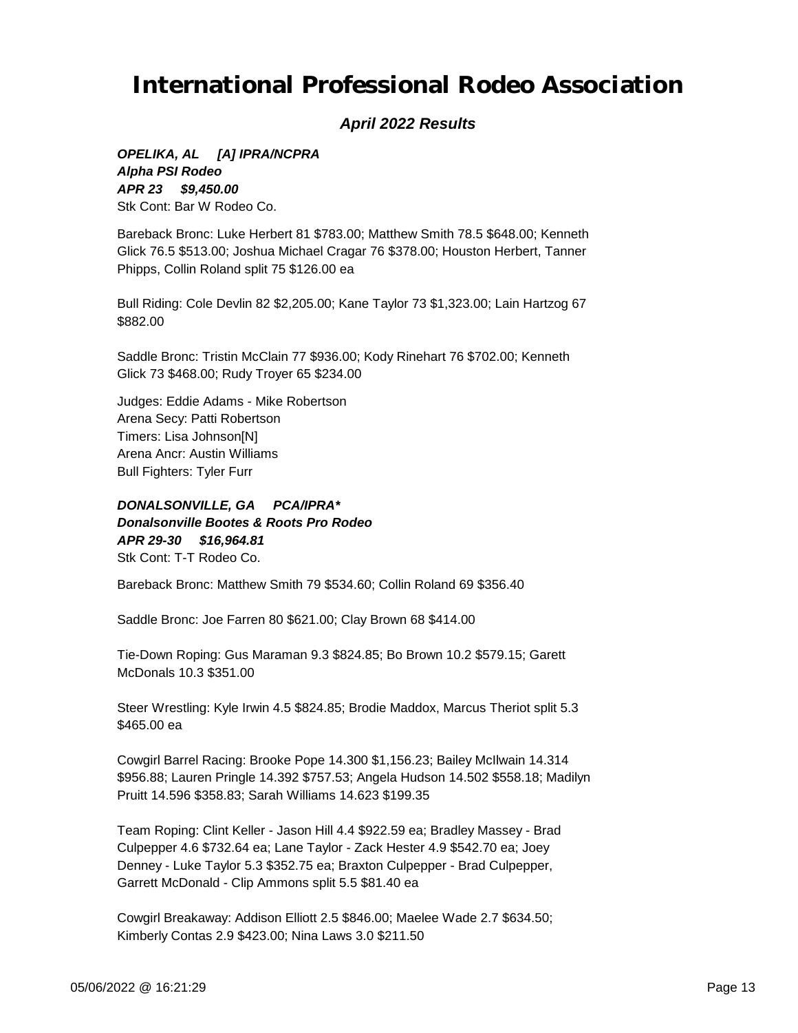# International Professional Rodeo Association

***April 2022 Results***

***OPELIKA, AL     [A] IPRA/NCPRA***
***Alpha PSI Rodeo***
***APR 23     $9,450.00***
Stk Cont: Bar W Rodeo Co.

Bareback Bronc: Luke Herbert 81 $783.00; Matthew Smith 78.5 $648.00; Kenneth Glick 76.5 $513.00; Joshua Michael Cragar 76 $378.00; Houston Herbert, Tanner Phipps, Collin Roland split 75 $126.00 ea

Bull Riding: Cole Devlin 82 $2,205.00; Kane Taylor 73 $1,323.00; Lain Hartzog 67 $882.00

Saddle Bronc: Tristin McClain 77 $936.00; Kody Rinehart 76 $702.00; Kenneth Glick 73 $468.00; Rudy Troyer 65 $234.00

Judges: Eddie Adams - Mike Robertson
Arena Secy: Patti Robertson
Timers: Lisa Johnson[N]
Arena Ancr: Austin Williams
Bull Fighters: Tyler Furr

***DONALSONVILLE, GA     PCA/IPRA****
***Donalsonville Bootes & Roots Pro Rodeo***
***APR 29-30     $16,964.81***
Stk Cont: T-T Rodeo Co.

Bareback Bronc: Matthew Smith 79 $534.60; Collin Roland 69 $356.40

Saddle Bronc: Joe Farren 80 $621.00; Clay Brown 68 $414.00

Tie-Down Roping: Gus Maraman 9.3 $824.85; Bo Brown 10.2 $579.15; Garett McDonals 10.3 $351.00

Steer Wrestling: Kyle Irwin 4.5 $824.85; Brodie Maddox, Marcus Theriot split 5.3 $465.00 ea

Cowgirl Barrel Racing: Brooke Pope 14.300 $1,156.23; Bailey McIlwain 14.314 $956.88; Lauren Pringle 14.392 $757.53; Angela Hudson 14.502 $558.18; Madilyn Pruitt 14.596 $358.83; Sarah Williams 14.623 $199.35

Team Roping: Clint Keller - Jason Hill 4.4 $922.59 ea; Bradley Massey - Brad Culpepper 4.6 $732.64 ea; Lane Taylor - Zack Hester 4.9 $542.70 ea; Joey Denney - Luke Taylor 5.3 $352.75 ea; Braxton Culpepper - Brad Culpepper, Garrett McDonald - Clip Ammons split 5.5 $81.40 ea

Cowgirl Breakaway: Addison Elliott 2.5 $846.00; Maelee Wade 2.7 $634.50; Kimberly Contas 2.9 $423.00; Nina Laws 3.0 $211.50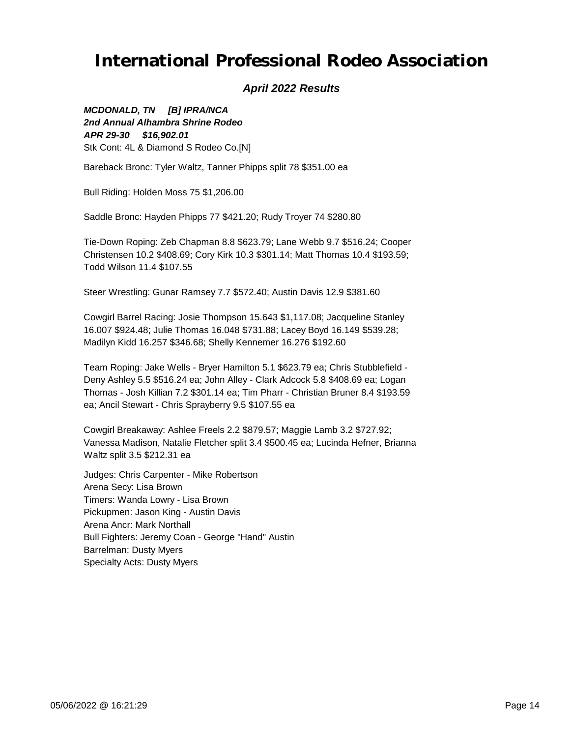# International Professional Rodeo Association

***April 2022 Results***

***MCDONALD, TN [B] IPRA/NCA***
***2nd Annual Alhambra Shrine Rodeo***
***APR 29-30 $16,902.01***
Stk Cont: 4L & Diamond S Rodeo Co.[N]

Bareback Bronc: Tyler Waltz, Tanner Phipps split 78 $351.00 ea

Bull Riding: Holden Moss 75 $1,206.00

Saddle Bronc: Hayden Phipps 77 $421.20; Rudy Troyer 74 $280.80

Tie-Down Roping: Zeb Chapman 8.8 $623.79; Lane Webb 9.7 $516.24; Cooper Christensen 10.2 $408.69; Cory Kirk 10.3 $301.14; Matt Thomas 10.4 $193.59; Todd Wilson 11.4 $107.55

Steer Wrestling: Gunar Ramsey 7.7 $572.40; Austin Davis 12.9 $381.60

Cowgirl Barrel Racing: Josie Thompson 15.643 $1,117.08; Jacqueline Stanley 16.007 $924.48; Julie Thomas 16.048 $731.88; Lacey Boyd 16.149 $539.28; Madilyn Kidd 16.257 $346.68; Shelly Kennemer 16.276 $192.60

Team Roping: Jake Wells - Bryer Hamilton 5.1 $623.79 ea; Chris Stubblefield - Deny Ashley 5.5 $516.24 ea; John Alley - Clark Adcock 5.8 $408.69 ea; Logan Thomas - Josh Killian 7.2 $301.14 ea; Tim Pharr - Christian Bruner 8.4 $193.59 ea; Ancil Stewart - Chris Sprayberry 9.5 $107.55 ea

Cowgirl Breakaway: Ashlee Freels 2.2 $879.57; Maggie Lamb 3.2 $727.92; Vanessa Madison, Natalie Fletcher split 3.4 $500.45 ea; Lucinda Hefner, Brianna Waltz split 3.5 $212.31 ea

Judges: Chris Carpenter - Mike Robertson
Arena Secy: Lisa Brown
Timers: Wanda Lowry - Lisa Brown
Pickupmen: Jason King - Austin Davis
Arena Ancr: Mark Northall
Bull Fighters: Jeremy Coan - George "Hand" Austin
Barrelman: Dusty Myers
Specialty Acts: Dusty Myers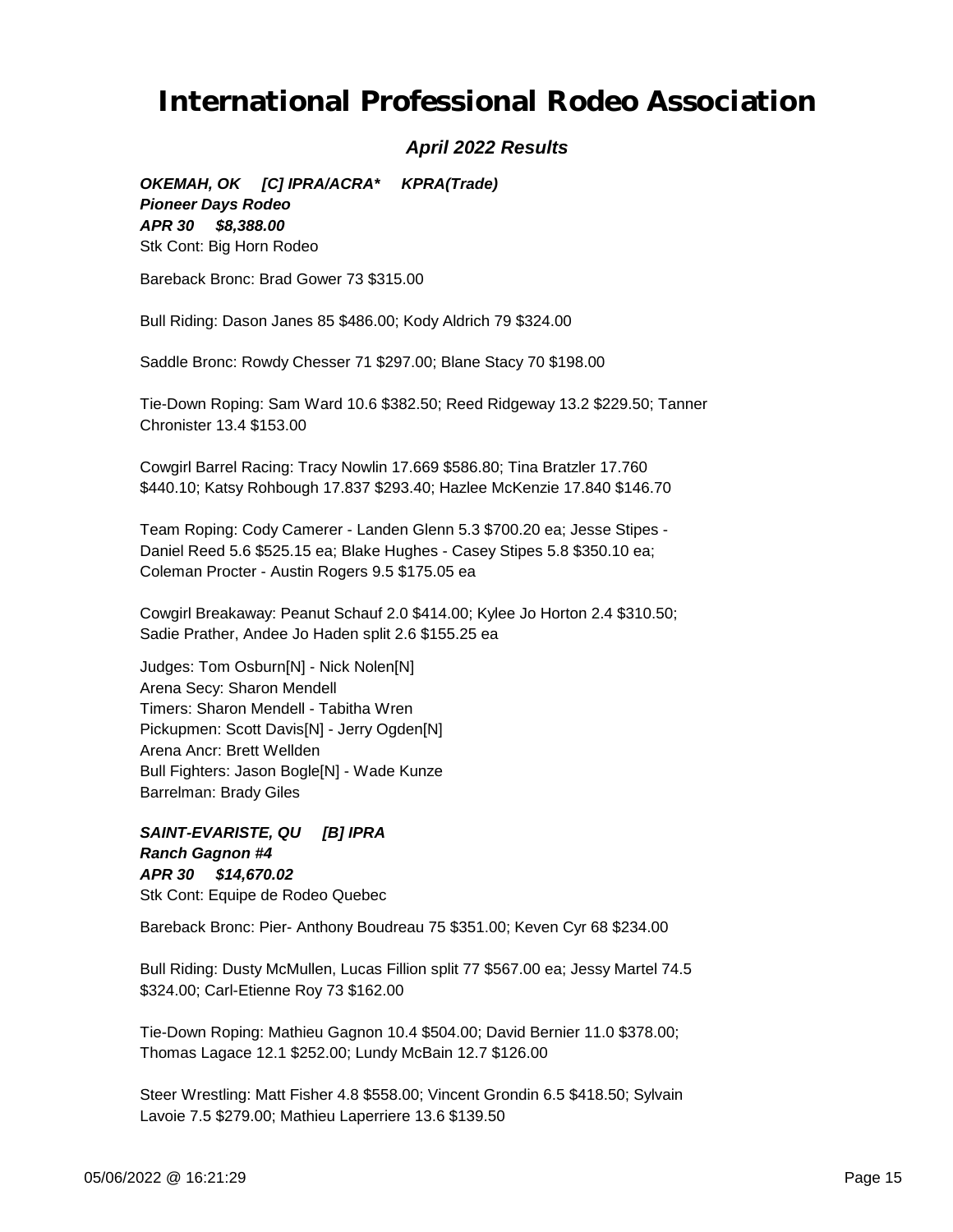# International Professional Rodeo Association

***April 2022 Results***

***OKEMAH, OK [C] IPRA/ACRA* KPRA(Trade)***
***Pioneer Days Rodeo***
***APR 30 $8,388.00***
Stk Cont: Big Horn Rodeo

Bareback Bronc: Brad Gower 73 $315.00

Bull Riding: Dason Janes 85 $486.00; Kody Aldrich 79 $324.00

Saddle Bronc: Rowdy Chesser 71 $297.00; Blane Stacy 70 $198.00

Tie-Down Roping: Sam Ward 10.6 $382.50; Reed Ridgeway 13.2 $229.50; Tanner Chronister 13.4 $153.00

Cowgirl Barrel Racing: Tracy Nowlin 17.669 $586.80; Tina Bratzler 17.760 $440.10; Katsy Rohbough 17.837 $293.40; Hazlee McKenzie 17.840 $146.70

Team Roping: Cody Camerer - Landen Glenn 5.3 $700.20 ea; Jesse Stipes - Daniel Reed 5.6 $525.15 ea; Blake Hughes - Casey Stipes 5.8 $350.10 ea; Coleman Procter - Austin Rogers 9.5 $175.05 ea

Cowgirl Breakaway: Peanut Schauf 2.0 $414.00; Kylee Jo Horton 2.4 $310.50; Sadie Prather, Andee Jo Haden split 2.6 $155.25 ea

Judges: Tom Osburn[N] - Nick Nolen[N]
Arena Secy: Sharon Mendell
Timers: Sharon Mendell - Tabitha Wren
Pickupmen: Scott Davis[N] - Jerry Ogden[N]
Arena Ancr: Brett Wellden
Bull Fighters: Jason Bogle[N] - Wade Kunze
Barrelman: Brady Giles

***SAINT-EVARISTE, QU [B] IPRA***
***Ranch Gagnon #4***
***APR 30 $14,670.02***
Stk Cont: Equipe de Rodeo Quebec

Bareback Bronc: Pier- Anthony Boudreau 75 $351.00; Keven Cyr 68 $234.00

Bull Riding: Dusty McMullen, Lucas Fillion split 77 $567.00 ea; Jessy Martel 74.5 $324.00; Carl-Etienne Roy 73 $162.00

Tie-Down Roping: Mathieu Gagnon 10.4 $504.00; David Bernier 11.0 $378.00; Thomas Lagace 12.1 $252.00; Lundy McBain 12.7 $126.00

Steer Wrestling: Matt Fisher 4.8 $558.00; Vincent Grondin 6.5 $418.50; Sylvain Lavoie 7.5 $279.00; Mathieu Laperriere 13.6 $139.50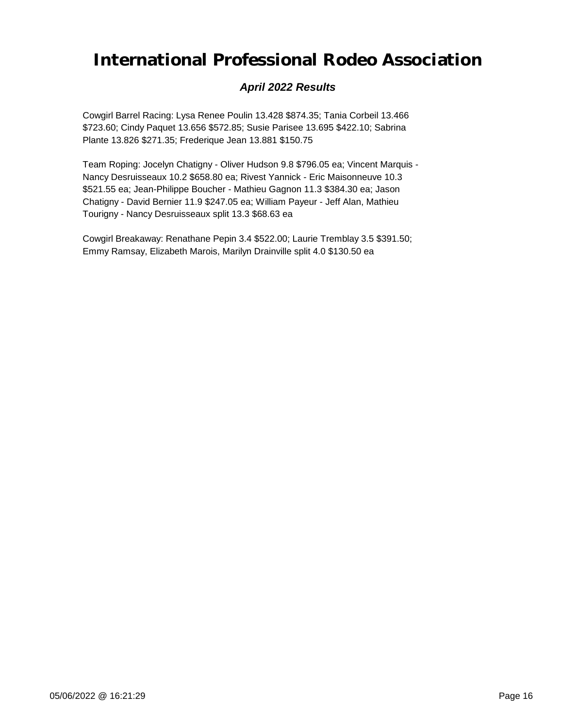# International Professional Rodeo Association

***April 2022 Results***

Cowgirl Barrel Racing: Lysa Renee Poulin 13.428 $874.35; Tania Corbeil 13.466 $723.60; Cindy Paquet 13.656 $572.85; Susie Parisee 13.695 $422.10; Sabrina Plante 13.826 $271.35; Frederique Jean 13.881 $150.75

Team Roping: Jocelyn Chatigny - Oliver Hudson 9.8 $796.05 ea; Vincent Marquis - Nancy Desruisseaux 10.2 $658.80 ea; Rivest Yannick - Eric Maisonneuve 10.3 $521.55 ea; Jean-Philippe Boucher - Mathieu Gagnon 11.3 $384.30 ea; Jason Chatigny - David Bernier 11.9 $247.05 ea; William Payeur - Jeff Alan, Mathieu Tourigny - Nancy Desruisseaux split 13.3 $68.63 ea

Cowgirl Breakaway: Renathane Pepin 3.4 $522.00; Laurie Tremblay 3.5 $391.50; Emmy Ramsay, Elizabeth Marois, Marilyn Drainville split 4.0 $130.50 ea